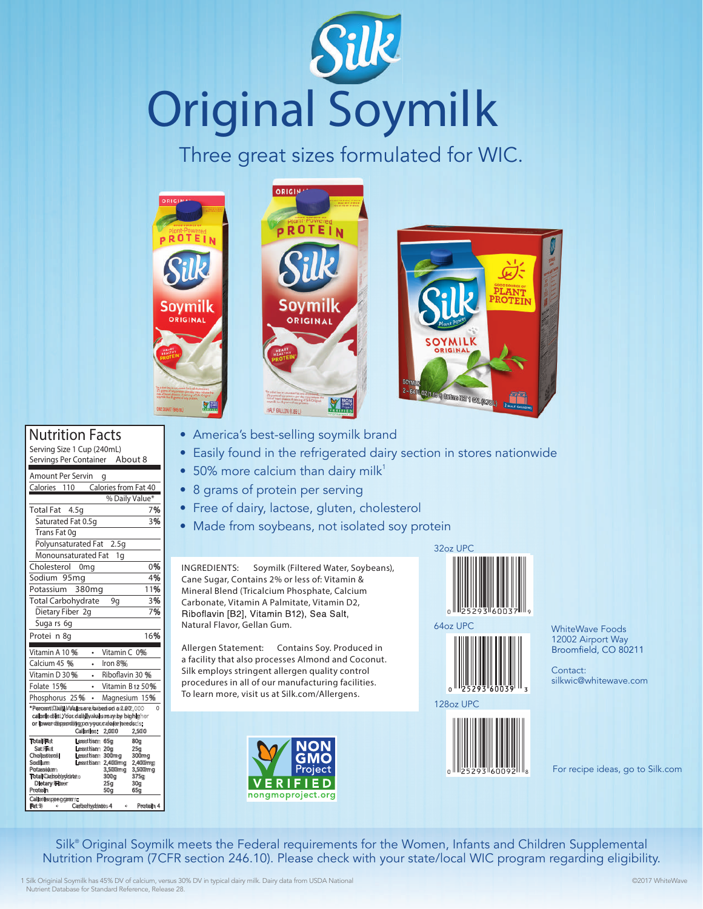# Silk

# Original Soymilk

## Three great sizes formulated for WIC.

## Nutrition Facts

Serving Size 1 Cup (240mL)
Servings Per Container About 8

| Amount Per Serving | |
|---|---|
| Calories 110 | Calories from Fat 40 |
| | % Daily Value* |
| Total Fat 4.5g | 7% |
| Saturated Fat 0.5g | 3% |
| Trans Fat 0g | |
| Polyunsaturated Fat 2.5g | |
| Monounsaturated Fat 1g | |
| Cholesterol 0mg | 0% |
| Sodium 95mg | 4% |
| Potassium 380mg | 11% |
| Total Carbohydrate 9g | 3% |
| Dietary Fiber 2g | 7% |
| Sugars 6g | |
| Protein 8g | 16% |

| | |
|---|---|
| Vitamin A 10% | Vitamin C 0% |
| Calcium 45% | Iron 8% |
| Vitamin D 30% | Riboflavin 30% |
| Folate 15% | Vitamin B12 50% |
| Phosphorus 25% | Magnesium 15% |

*Percent Daily Values are based on a 2,000 calorie diet. Your daily values may be higher or lower depending on your calorie needs:

| | Calories: | 2,000 | 2,500 |
|---|---|---|---|
| Total Fat | Less than | 65g | 80g |
| Sat Fat | Less than | 20g | 25g |
| Cholesterol | Less than | 300mg | 300mg |
| Sodium | Less than | 2,400mg | 2,400mg |
| Potassium | | 3,500mg | 3,500mg |
| Total Carbohydrate | | 300g | 375g |
| Dietary Fiber | | 25g | 30g |
| Protein | | 50g | 65g |

Calories per gram:
Fat 9 • Carbohydrates 4 • Protein 4

- America's best-selling soymilk brand
- Easily found in the refrigerated dairy section in stores nationwide
- 50% more calcium than dairy milk[1]
- 8 grams of protein per serving
- Free of dairy, lactose, gluten, cholesterol
- Made from soybeans, not isolated soy protein

INGREDIENTS: Soymilk (Filtered Water, Soybeans), Cane Sugar, Contains 2% or less of: Vitamin & Mineral Blend (Tricalcium Phosphate, Calcium Carbonate, Vitamin A Palmitate, Vitamin D2, Riboflavin [B2], Vitamin B12), Sea Salt, Natural Flavor, Gellan Gum.

Allergen Statement: Contains Soy. Produced in a facility that also processes Almond and Coconut. Silk employs stringent allergen quality control procedures in all of our manufacturing facilities. To learn more, visit us at Silk.com/Allergens.

NON GMO Project VERIFIED
nongmoproject.org

32oz UPC
0 25293 60037 9

64oz UPC
0 25293 60039 3

128oz UPC
0 25293 60092 8

WhiteWave Foods
12002 Airport Way
Broomfield, CO 80211

Contact:
silkwic@whitewave.com

For recipe ideas, go to Silk.com

Silk® Original Soymilk meets the Federal requirements for the Women, Infants and Children Supplemental Nutrition Program (7CFR section 246.10). Please check with your state/local WIC program regarding eligibility.

1 Silk Originial Soymilk has 45% DV of calcium, versus 30% DV in typical dairy milk. Dairy data from USDA National Nutrient Database for Standard Reference, Release 28.

©2017 WhiteWave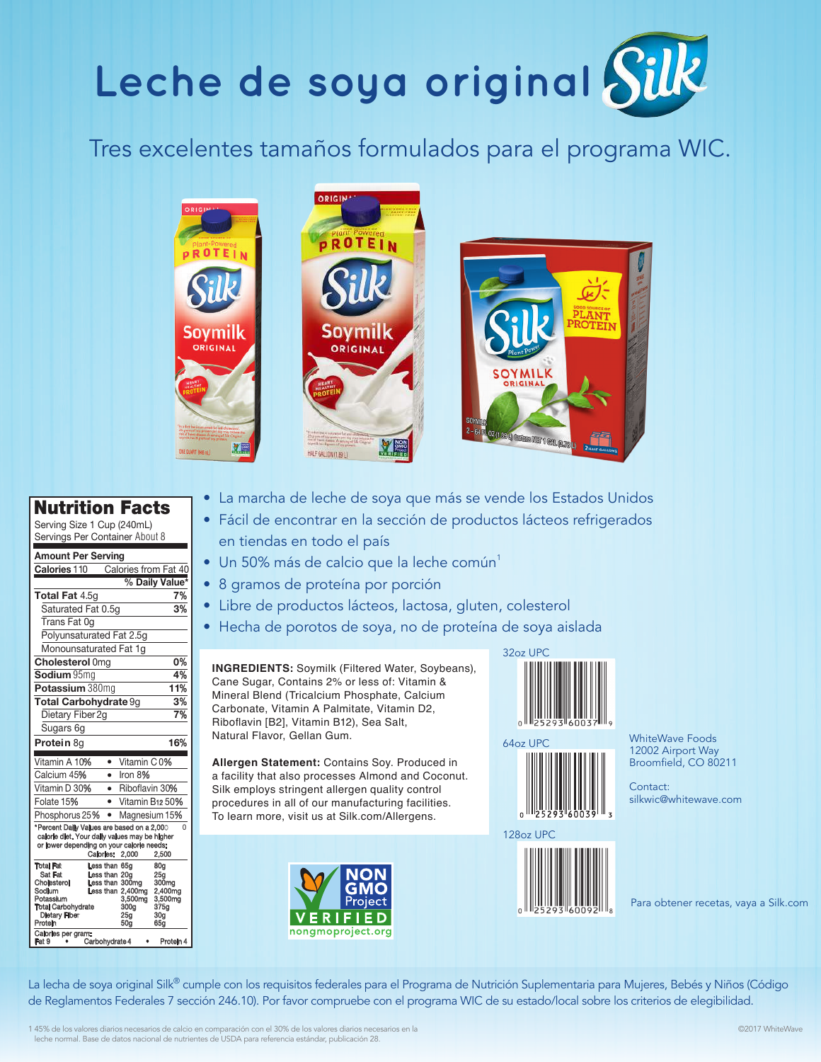# Leche de soya original Silk

## Tres excelentes tamaños formulados para el programa WIC.

## Nutrition Facts

Serving Size 1 Cup (240mL)
Servings Per Container About 8

| Amount Per Serving | |
|---|---|
| **Calories** 110 | Calories from Fat 40 |
| | **% Daily Value*** |
| **Total Fat** 4.5g | **7%** |
| Saturated Fat 0.5g | **3%** |
| Trans Fat 0g | |
| Polyunsaturated Fat 2.5g | |
| Monounsaturated Fat 1g | |
| **Cholesterol** 0mg | **0%** |
| **Sodium** 95mg | **4%** |
| **Potassium** 380mg | **11%** |
| **Total Carbohydrate** 9g | **3%** |
| Dietary Fiber 2g | **7%** |
| Sugars 6g | |
| **Protein** 8g | **16%** |

| | |
|---|---|
| Vitamin A 10% | Vitamin C 0% |
| Calcium 45% | Iron 8% |
| Vitamin D 30% | Riboflavin 30% |
| Folate 15% | Vitamin B12 50% |
| Phosphorus 25% | Magnesium 15% |

*Percent Daily Values are based on a 2,000 calorie diet. Your daily values may be higher or lower depending on your calorie needs:

| | | Calories: 2,000 | 2,500 |
|---|---|---|---|
| Total Fat | Less than | 65g | 80g |
| Sat Fat | Less than | 20g | 25g |
| Cholesterol | Less than | 300mg | 300mg |
| Sodium | Less than | 2,400mg | 2,400mg |
| Potassium | | 3,500mg | 3,500mg |
| Total Carbohydrate | | 300g | 375g |
| Dietary Fiber | | 25g | 30g |
| Protein | | 50g | 65g |

Calories per gram:
Fat 9 • Carbohydrate 4 • Protein 4

- La marcha de leche de soya que más se vende los Estados Unidos
- Fácil de encontrar en la sección de productos lácteos refrigerados en tiendas en todo el país
- Un 50% más de calcio que la leche común[1]
- 8 gramos de proteína por porción
- Libre de productos lácteos, lactosa, gluten, colesterol
- Hecha de porotos de soya, no de proteína de soya aislada

**INGREDIENTS:** Soymilk (Filtered Water, Soybeans), Cane Sugar, Contains 2% or less of: Vitamin & Mineral Blend (Tricalcium Phosphate, Calcium Carbonate, Vitamin A Palmitate, Vitamin D2, Riboflavin [B2], Vitamin B12), Sea Salt, Natural Flavor, Gellan Gum.

**Allergen Statement:** Contains Soy. Produced in a facility that also processes Almond and Coconut. Silk employs stringent allergen quality control procedures in all of our manufacturing facilities. To learn more, visit us at Silk.com/Allergens.

NON GMO Project VERIFIED
nongmoproject.org

32oz UPC
0 25293 60037 9

64oz UPC
0 25293 60039 3

128oz UPC
0 25293 60092 8

WhiteWave Foods
12002 Airport Way
Broomfield, CO 80211

Contact:
silkwic@whitewave.com

Para obtener recetas, vaya a Silk.com

La lecha de soya original Silk® cumple con los requisitos federales para el Programa de Nutrición Suplementaria para Mujeres, Bebés y Niños (Código de Reglamentos Federales 7 sección 246.10). Por favor compruebe con el programa WIC de su estado/local sobre los criterios de elegibilidad.

1 45% de los valores diarios necesarios de calcio en comparación con el 30% de los valores diarios necesarios en la leche normal. Base de datos nacional de nutrientes de USDA para referencia estándar, publicación 28.

©2017 WhiteWave